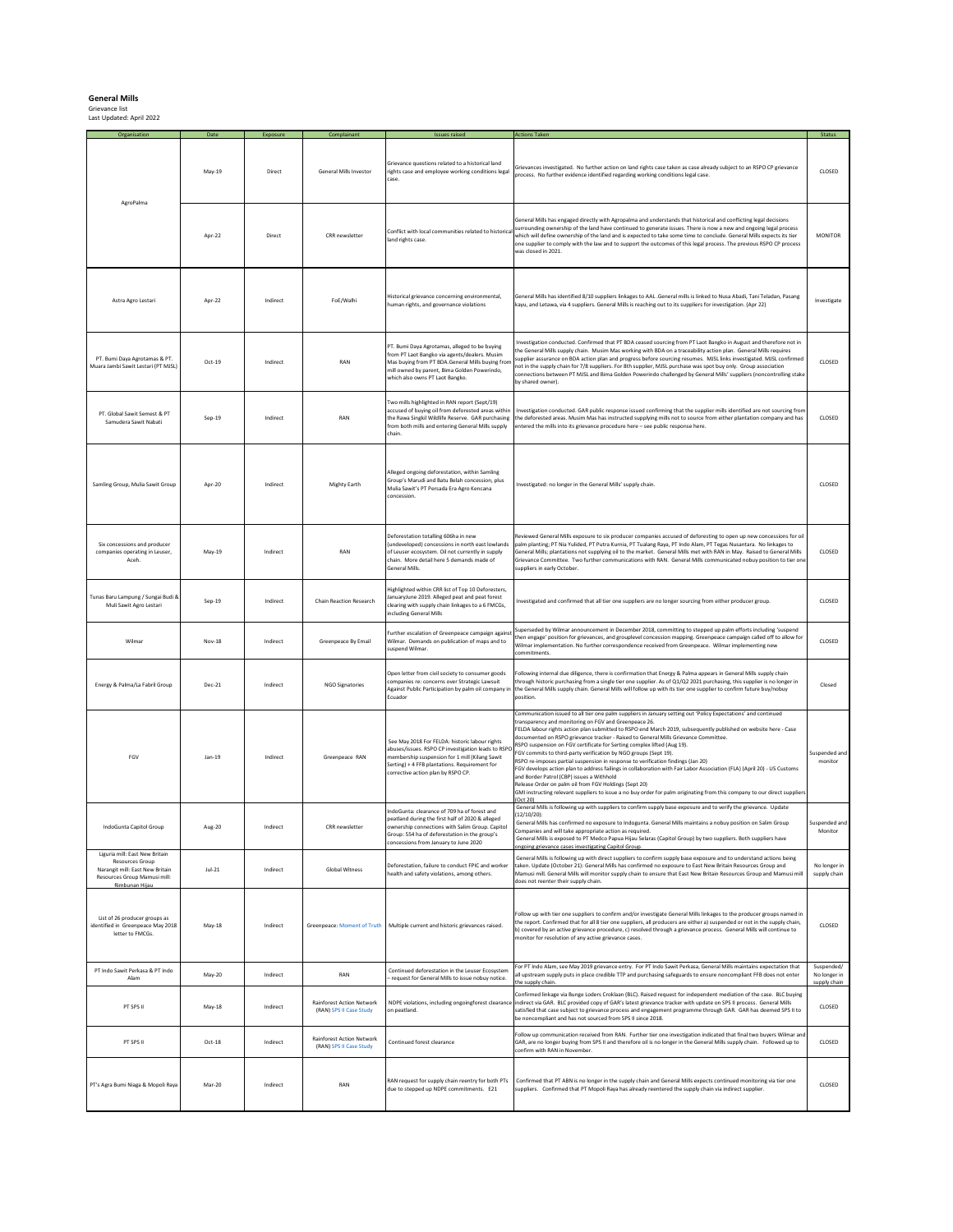**General Mills**

Grievance list

Last Updated: April 2022

| Organisation | Date | Exposure | Complainant | Issues raised | Actions Taken | Status |
|---|---|---|---|---|---|---|
| AgroPalma | May-19 | Direct | General Mills Investor | Grievance questions related to a historical land rights case and employee working conditions legal case. | Grievances investigated. No further action on land rights case taken as case already subject to an RSPO CP grievance process. No further evidence identified regarding working conditions legal case. | CLOSED |
| | Apr-22 | Direct | CRR newsletter | Conflict with local communities related to historical land rights case. | General Mills has engaged directly with Agropalma and understands that historical and conflicting legal decisions surrounding ownership of the land have continued to generate issues. There is now a new and ongoing legal process which will define ownership of the land and is expected to take some time to conclude. General Mills expects its tier one supplier to comply with the law and to support the outcomes of this legal process. The previous RSPO CP process was closed in 2021. | MONITOR |
| Astra Agro Lestari | Apr-22 | Indirect | FoE/Walhi | Historical grievance concerning environmental, human rights, and governance violations | General Mills has identified 8/10 suppliers linkages to AAL. General mills is linked to Nusa Abadi, Tani Teladan, Pasang kayu, and Letawa, via 4 suppliers. General Mills is reaching out to its suppliers for investigation. (Apr 22) | Investigate |
| PT. Bumi Daya Agrotamas & PT. Muara Jambi Sawit Lestari (PT MJSL) | Oct-19 | Indirect | RAN | PT. Bumi Daya Agrotamas, alleged to be buying from PT Laot Bangko via agents/dealers. Musim Mas buying from PT BDA.General Mills buying from mill owned by parent, Bima Golden Powerindo, which also owns PT Laot Bangko. | Investigation conducted. Confirmed that PT BDA ceased sourcing from PT Laot Bangko in August and therefore not in the General Mills supply chain. Musim Mas working with BDA on a traceability action plan. General Mills requires supplier assurance on BDA action plan and progress before sourcing resumes. MJSL links investigated. MJSL confirmed not in the supply chain for 7/8 suppliers. For 8th supplier, MJSL purchase was spot buy only. Group association connections between PT MJSL and Bima Golden Powerindo challenged by General Mills' suppliers (noncontrolling stake by shared owner). | CLOSED |
| PT. Global Sawit Semest & PT Samudera Sawit Nabati | Sep-19 | Indirect | RAN | Two mills highlighted in RAN report (Sept/19) accused of buying oil from deforested areas within the Rawa Singkil Wildlife Reserve. GAR purchasing from both mills and entering General Mills supply chain. | Investigation conducted. GAR public response issued confirming that the supplier mills identified are not sourcing from the deforested areas. Musim Mas has instructed supplying mills not to source from either plantation company and has entered the mills into its grievance procedure here – see public response here. | CLOSED |
| Samling Group, Mulia Sawit Group | Apr-20 | Indirect | Mighty Earth | Alleged ongoing deforestation, within Samling Group's Marudi and Batu Belah concession, plus Mulia Sawit's PT Persada Era Agro Kencana concession. | Investigated: no longer in the General Mills' supply chain. | CLOSED |
| Six concessions and producer companies operating in Leuser, Aceh. | May-19 | Indirect | RAN | Deforestation totalling 606ha in new (undeveloped) concessions in north east lowlands of Leuser ecosystem. Oil not currently in supply chain. More detail here 5 demands made of General Mills. | Reviewed General Mills exposure to six producer companies accused of deforesting to open up new concessions for oil palm planting; PT Nia Yulided, PT Putra Kurnia, PT Tualang Raya, PT Indo Alam, PT Tegas Nusantara. No linkages to General Mills; plantations not supplying oil to the market. General Mills met with RAN in May. Raised to General Mills Grievance Committee. Two further communications with RAN. General Mills communicated nobuy position to tier one suppliers in early October. | CLOSED |
| Tunas Baru Lampung / Sungai Budi & Muli Sawit Agro Lestari | Sep-19 | Indirect | Chain Reaction Research | Highlighted within CRR list of Top 10 Deforesters, January/June 2019. Alleged peat and peat forest clearing with supply chain linkages to a 6 FMCGs, including General Mills | Investigated and confirmed that all tier one suppliers are no longer sourcing from either producer group. | CLOSED |
| Wilmar | Nov-18 | Indirect | Greenpeace By Email | Further escalation of Greenpeace campaign against Wilmar. Demands on publication of maps and to suspend Wilmar. | Superseded by Wilmar announcement in December 2018, committing to stepped up palm efforts including 'suspend then engage' position for grievances, and grouplevel concession mapping. Greenpeace campaign called off to allow for Wilmar implementation. No further correspondence received from Greenpeace. Wilmar implementing new commitments. | CLOSED |
| Energy & Palma/La Fabril Group | Dec-21 | Indirect | NGO Signatories | Open letter from civil society to consumer goods companies re: concerns over Strategic Lawsuit Against Public Participation by palm oil company in Ecuador | Following internal due diligence, there is confirmation that Energy & Palma appears in General Mills supply chain through historic purchasing from a single tier one supplier. As of Q1/Q2 2021 purchasing, this supplier is no longer in the General Mills supply chain. General Mills will follow up with its tier one supplier to confirm future buy/nobuy position. | Closed |
| FGV | Jan-19 | Indirect | Greenpeace RAN | See May 2018 For FELDA: historic labour rights abuses/issues. RSPO CP investigation leads to RSPO membership suspension for 1 mill (Kilang Sawit Serting) + 4 FFB plantations. Requirement for corrective action plan by RSPO CP. | Communication issued to all tier one palm suppliers in January setting out 'Policy Expectations' and continued transparency and monitoring on FGV and Greenpeace 26.<br>FELDA labour rights action plan submitted to RSPO end March 2019, subsequently published on website here - Case documented on RSPO grievance tracker - Raised to General Mills Grievance Committee.<br>RSPO suspension on FGV certificate for Serting complex lifted (Aug 19).<br>FGV commits to third-party verification by NGO groups (Sept 19).<br>RSPO re-imposes partial suspension in response to verification findings (Jan 20)<br>FGV develops action plan to address failings in collaboration with Fair Labor Association (FLA) (April 20) - US Customs and Border Patrol (CBP) issues a Withhold<br>Release Order on palm oil from FGV Holdings (Sept 20)<br>GMI instructing relevant suppliers to issue a no buy order for palm originating from this company to our direct suppliers (Oct 20) | Suspended and monitor |
| IndoGunta Capitol Group | Aug-20 | Indirect | CRR newsletter | IndoGunta: clearance of 709 ha of forest and peatland during the first half of 2020 & alleged ownership connections with Salim Group. Capitol Group: 554 ha of deforestation in the group's concessions from January to June 2020 | General Mills is following up with suppliers to confirm supply base exposure and to verify the grievance. Update (12/10/20):<br>General Mills has confirmed no exposure to Indogunta. General Mills maintains a nobuy position on Salim Group Companies and will take appropriate action as required.<br>General Mills is exposed to PT Medco Papua Hijau Selaras (Capitol Group) by two suppliers. Both suppliers have ongoing grievance cases investigating Capitol Group. | Suspended and Monitor |
| Liguria mill: East New Britain Resources Group<br>Narangit mill: East New Britain Resources Group Mamusi mill: Rimbunan Hijau | Jul-21 | Indirect | Global Witness | Deforestation, failure to conduct FPIC and worker health and safety violations, among others. | General Mills is following up with direct suppliers to confirm supply base exposure and to understand actions being taken. Update (October 21): General Mills has confirmed no exposure to East New Britain Resources Group and Mamusi mill. General Mills will monitor supply chain to ensure that East New Britain Resources Group and Mamusi mill does not reenter their supply chain. | No longer in supply chain |
| List of 26 producer groups as identified in Greenpeace May 2018 letter to FMCGs. | May-18 | Indirect | Greenpeace: Moment of Truth | Multiple current and historic grievances raised. | Follow up with tier one suppliers to confirm and/or investigate General Mills linkages to the producer groups named in the report. Confirmed that for all 8 tier one suppliers, all producers are either a) suspended or not in the supply chain, b) covered by an active grievance procedure, c) resolved through a grievance process. General Mills will continue to monitor for resolution of any active grievance cases. | CLOSED |
| PT Indo Sawit Perkasa & PT Indo Alam | May-20 | Indirect | RAN | Continued deforestation in the Leuser Ecosystem - request for General Mills to issue nobuy notice. | For PT Indo Alam, see May 2019 grievance entry. For PT Indo Sawit Perkasa, General Mills maintains expectation that all upstream supply puts in place credible TTP and purchasing safeguards to ensure noncompliant FFB does not enter the supply chain. | Suspended/ No longer in supply chain |
| PT SPS II | May-18 | Indirect | Rainforest Action Network (RAN) SPS II Case Study | NDPE violations, including ongoingforest clearance on peatland. | Confirmed linkage via Bunge Loders Croklaan (BLC). Raised request for independent mediation of the case. BLC buying indirect via GAR. BLC provided copy of GAR's latest grievance tracker with update on SPS II process. General Mills satisfied that case subject to grievance process and engagement programme through GAR. GAR has deemed SPS II to be noncompliant and has not sourced from SPS II since 2018. | CLOSED |
| PT SPS II | Oct-18 | Indirect | Rainforest Action Network (RAN) SPS II Case Study | Continued forest clearance | Follow up communication received from RAN. Further tier one investigation indicated that final two buyers Wilmar and GAR, are no longer buying from SPS II and therefore oil is no longer in the General Mills supply chain. Followed up to confirm with RAN in November. | CLOSED |
| PT's Agra Bumi Niaga & Mopoli Raya | Mar-20 | Indirect | RAN | RAN request for supply chain reentry for both PTs due to stepped up NDPE commitments. E21 | Confirmed that PT ABN is no longer in the supply chain and General Mills expects continued monitoring via tier one suppliers. Confirmed that PT Mopoli Raya has already reentered the supply chain via indirect supplier. | CLOSED |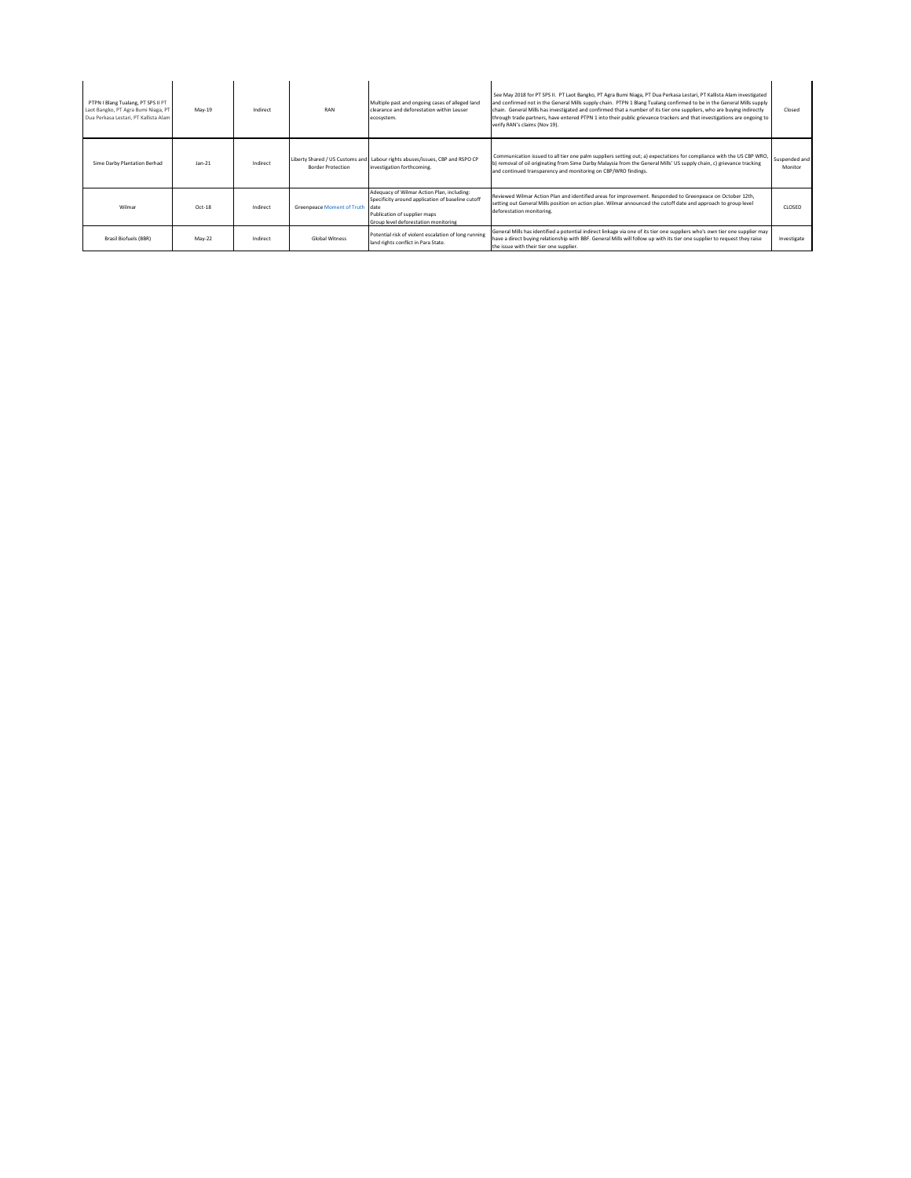| | | | | | | |
|---|---|---|---|---|---|---|
| PTPN I Blang Tualang, PT SPS II PT Laot Bangko, PT Agra Bumi Niaga, PT Dua Perkasa Lestari, PT Kallista Alam | May-19 | Indirect | RAN | Multiple past and ongoing cases of alleged land clearance and deforestation within Leuser ecosystem. | See May 2018 for PT SPS II. PT Laot Bangko, PT Agra Bumi Niaga, PT Dua Perkasa Lestari, PT Kallista Alam investigated and confirmed not in the General Mills supply chain. PTPN 1 Blang Tualang confirmed to be in the General Mills supply chain. General Mills has investigated and confirmed that a number of its tier one suppliers, who are buying indirectly through trade partners, have entered PTPN 1 into their public grievance trackers and that investigations are ongoing to verify RAN's claims (Nov 19). | Closed |
| Sime Darby Plantation Berhad | Jan-21 | Indirect | Liberty Shared / US Customs and Border Protection | Labour rights abuses/issues, CBP and RSPO CP investigation forthcoming. | Communication issued to all tier one palm suppliers setting out; a) expectations for compliance with the US CBP WRO, b) removal of oil originating from Sime Darby Malaysia from the General Mills' US supply chain, c) grievance tracking and continued transparency and monitoring on CBP/WRO findings. | Suspended and Monitor |
| Wilmar | Oct-18 | Indirect | Greenpeace Moment of Truth | Adequacy of Wilmar Action Plan, including:<br>Specificity around application of baseline cutoff date<br>Publication of supplier maps<br>Group level deforestation monitoring | Reviewed Wilmar Action Plan and identified areas for improvement. Responded to Greenpeace on October 12th, setting out General Mills position on action plan. Wilmar announced the cutoff date and approach to group level deforestation monitoring. | CLOSED |
| Brasil Biofuels (BBR) | May-22 | Indirect | Global Witness | Potential risk of violent escalation of long running land rights conflict in Para State. | General Mills has identified a potential indirect linkage via one of its tier one suppliers who's own tier one supplier may have a direct buying relationship with BBF. General Mills will follow up with its tier one supplier to request they raise the issue with their tier one supplier. | Investigate |